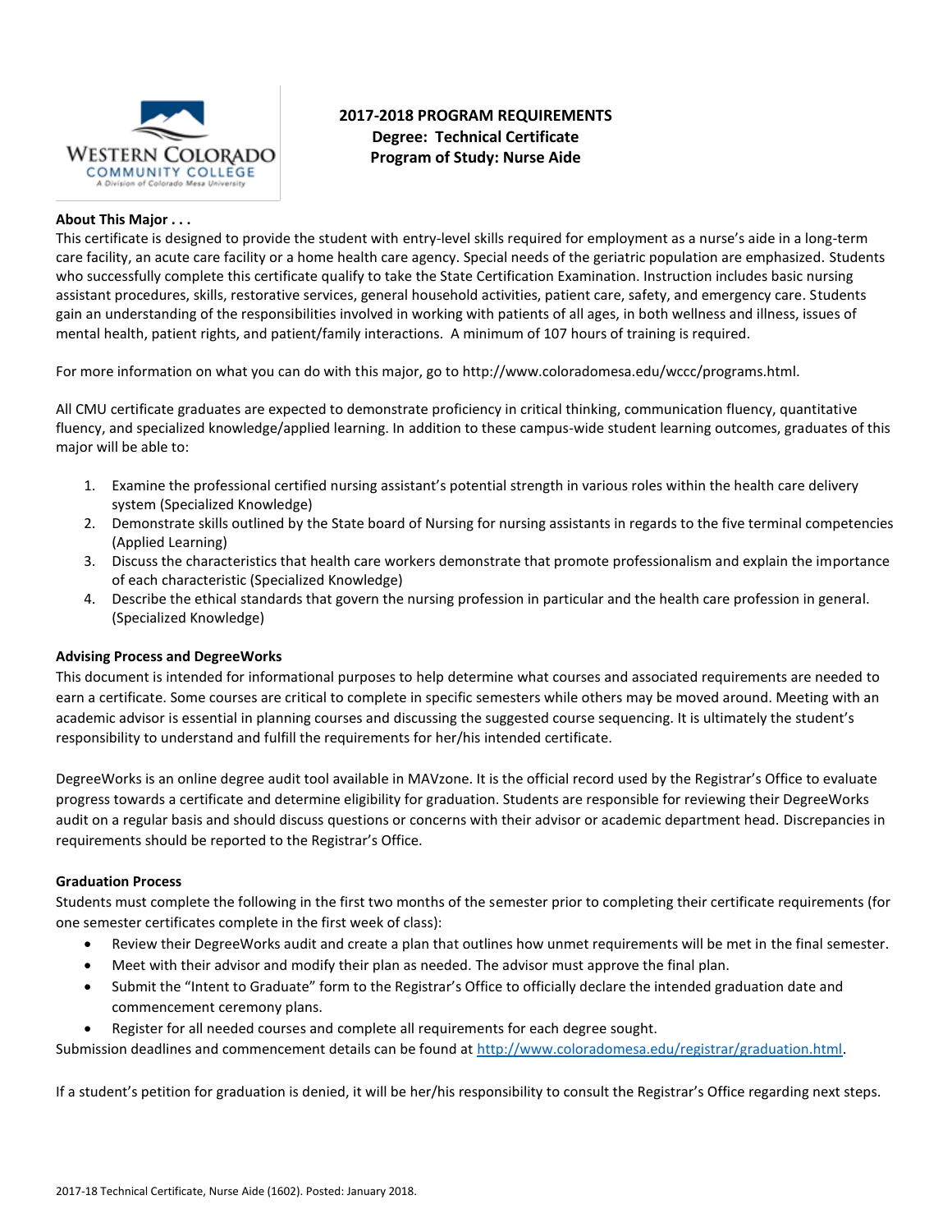Western Colorado Community College — A Division of Colorado Mesa University

# 2017-2018 PROGRAM REQUIREMENTS
## Degree: Technical Certificate
## Program of Study: Nurse Aide

**About This Major . . .**

This certificate is designed to provide the student with entry-level skills required for employment as a nurse's aide in a long-term care facility, an acute care facility or a home health care agency. Special needs of the geriatric population are emphasized. Students who successfully complete this certificate qualify to take the State Certification Examination. Instruction includes basic nursing assistant procedures, skills, restorative services, general household activities, patient care, safety, and emergency care. Students gain an understanding of the responsibilities involved in working with patients of all ages, in both wellness and illness, issues of mental health, patient rights, and patient/family interactions. A minimum of 107 hours of training is required.

For more information on what you can do with this major, go to http://www.coloradomesa.edu/wccc/programs.html.

All CMU certificate graduates are expected to demonstrate proficiency in critical thinking, communication fluency, quantitative fluency, and specialized knowledge/applied learning. In addition to these campus-wide student learning outcomes, graduates of this major will be able to:

1. Examine the professional certified nursing assistant's potential strength in various roles within the health care delivery system (Specialized Knowledge)
2. Demonstrate skills outlined by the State board of Nursing for nursing assistants in regards to the five terminal competencies (Applied Learning)
3. Discuss the characteristics that health care workers demonstrate that promote professionalism and explain the importance of each characteristic (Specialized Knowledge)
4. Describe the ethical standards that govern the nursing profession in particular and the health care profession in general. (Specialized Knowledge)

**Advising Process and DegreeWorks**

This document is intended for informational purposes to help determine what courses and associated requirements are needed to earn a certificate. Some courses are critical to complete in specific semesters while others may be moved around. Meeting with an academic advisor is essential in planning courses and discussing the suggested course sequencing. It is ultimately the student's responsibility to understand and fulfill the requirements for her/his intended certificate.

DegreeWorks is an online degree audit tool available in MAVzone. It is the official record used by the Registrar's Office to evaluate progress towards a certificate and determine eligibility for graduation. Students are responsible for reviewing their DegreeWorks audit on a regular basis and should discuss questions or concerns with their advisor or academic department head. Discrepancies in requirements should be reported to the Registrar's Office.

**Graduation Process**

Students must complete the following in the first two months of the semester prior to completing their certificate requirements (for one semester certificates complete in the first week of class):

- Review their DegreeWorks audit and create a plan that outlines how unmet requirements will be met in the final semester.
- Meet with their advisor and modify their plan as needed. The advisor must approve the final plan.
- Submit the "Intent to Graduate" form to the Registrar's Office to officially declare the intended graduation date and commencement ceremony plans.
- Register for all needed courses and complete all requirements for each degree sought.

Submission deadlines and commencement details can be found at http://www.coloradomesa.edu/registrar/graduation.html.

If a student's petition for graduation is denied, it will be her/his responsibility to consult the Registrar's Office regarding next steps.

2017-18 Technical Certificate, Nurse Aide (1602). Posted: January 2018.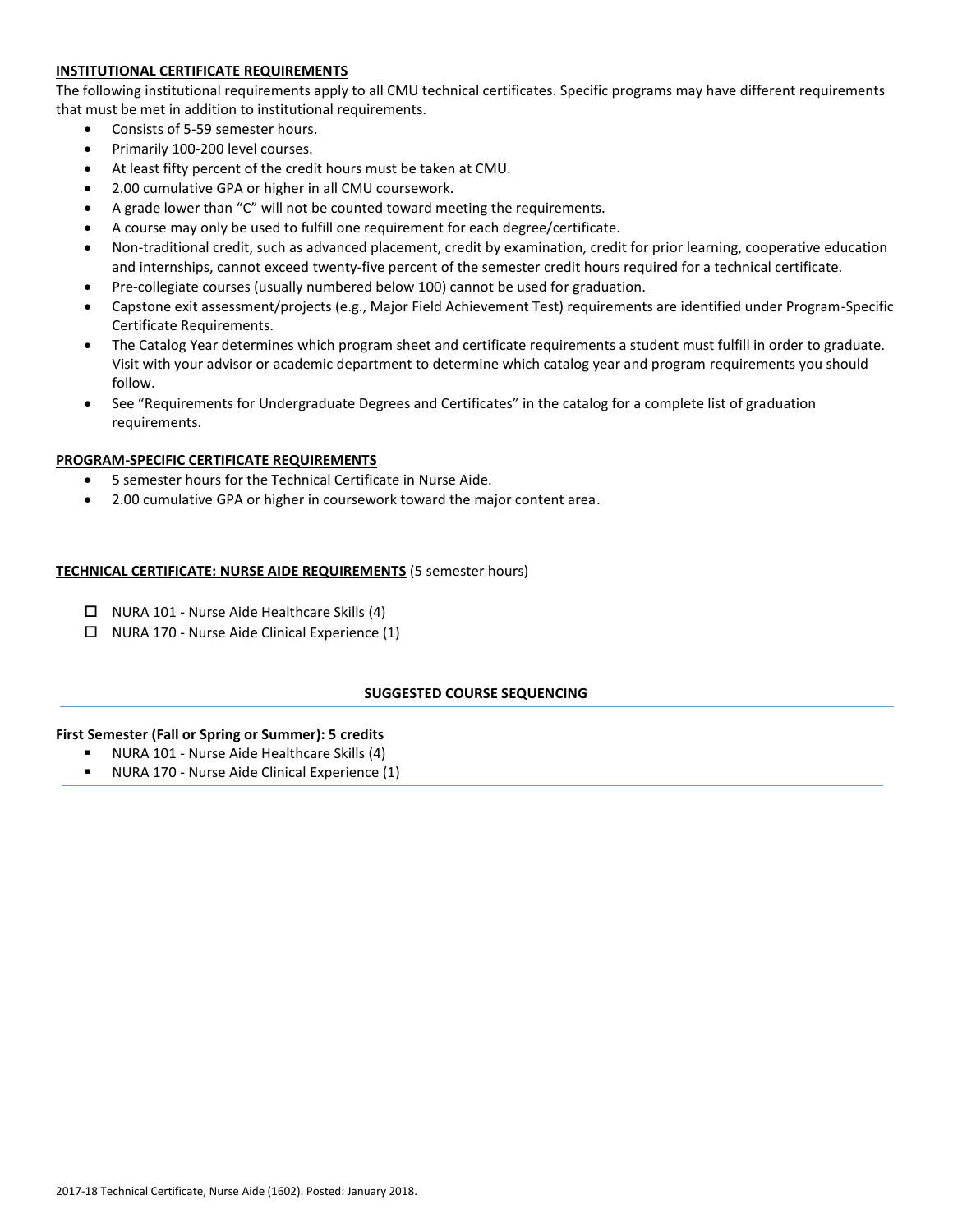**INSTITUTIONAL CERTIFICATE REQUIREMENTS**

The following institutional requirements apply to all CMU technical certificates. Specific programs may have different requirements that must be met in addition to institutional requirements.

- Consists of 5-59 semester hours.
- Primarily 100-200 level courses.
- At least fifty percent of the credit hours must be taken at CMU.
- 2.00 cumulative GPA or higher in all CMU coursework.
- A grade lower than "C" will not be counted toward meeting the requirements.
- A course may only be used to fulfill one requirement for each degree/certificate.
- Non-traditional credit, such as advanced placement, credit by examination, credit for prior learning, cooperative education and internships, cannot exceed twenty-five percent of the semester credit hours required for a technical certificate.
- Pre-collegiate courses (usually numbered below 100) cannot be used for graduation.
- Capstone exit assessment/projects (e.g., Major Field Achievement Test) requirements are identified under Program-Specific Certificate Requirements.
- The Catalog Year determines which program sheet and certificate requirements a student must fulfill in order to graduate. Visit with your advisor or academic department to determine which catalog year and program requirements you should follow.
- See "Requirements for Undergraduate Degrees and Certificates" in the catalog for a complete list of graduation requirements.

**PROGRAM-SPECIFIC CERTIFICATE REQUIREMENTS**

- 5 semester hours for the Technical Certificate in Nurse Aide.
- 2.00 cumulative GPA or higher in coursework toward the major content area.

**TECHNICAL CERTIFICATE: NURSE AIDE REQUIREMENTS** (5 semester hours)

- ☐ NURA 101 - Nurse Aide Healthcare Skills (4)
- ☐ NURA 170 - Nurse Aide Clinical Experience (1)

**SUGGESTED COURSE SEQUENCING**

**First Semester (Fall or Spring or Summer): 5 credits**

- NURA 101 - Nurse Aide Healthcare Skills (4)
- NURA 170 - Nurse Aide Clinical Experience (1)

2017-18 Technical Certificate, Nurse Aide (1602). Posted: January 2018.